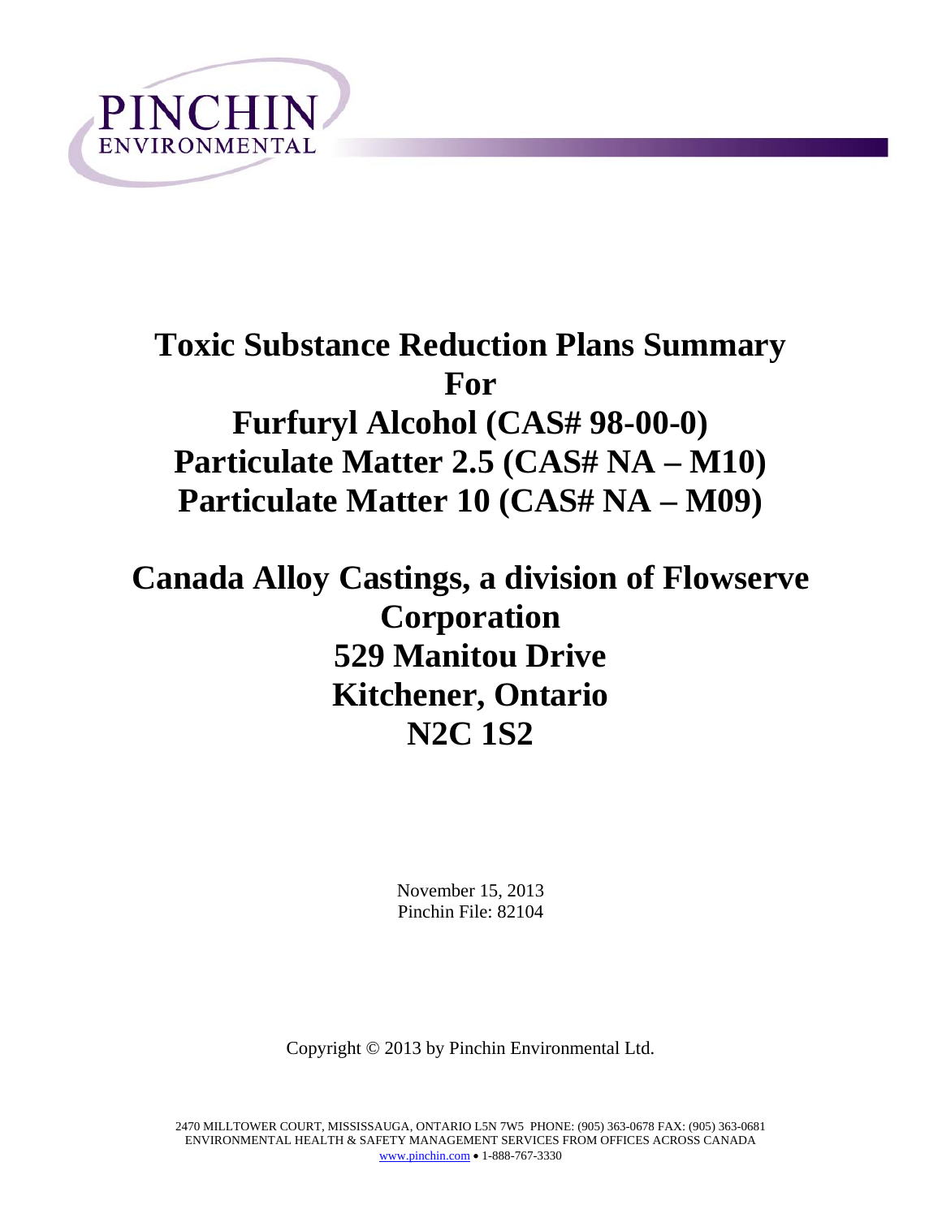PINCHIN
ENVIRONMENTAL

# Toxic Substance Reduction Plans Summary For Furfuryl Alcohol (CAS# 98-00-0) Particulate Matter 2.5 (CAS# NA – M10) Particulate Matter 10 (CAS# NA – M09)

# Canada Alloy Castings, a division of Flowserve Corporation 529 Manitou Drive Kitchener, Ontario N2C 1S2

November 15, 2013
Pinchin File: 82104

Copyright © 2013 by Pinchin Environmental Ltd.

2470 MILLTOWER COURT, MISSISSAUGA, ONTARIO L5N 7W5 PHONE: (905) 363-0678 FAX: (905) 363-0681
ENVIRONMENTAL HEALTH & SAFETY MANAGEMENT SERVICES FROM OFFICES ACROSS CANADA
www.pinchin.com • 1-888-767-3330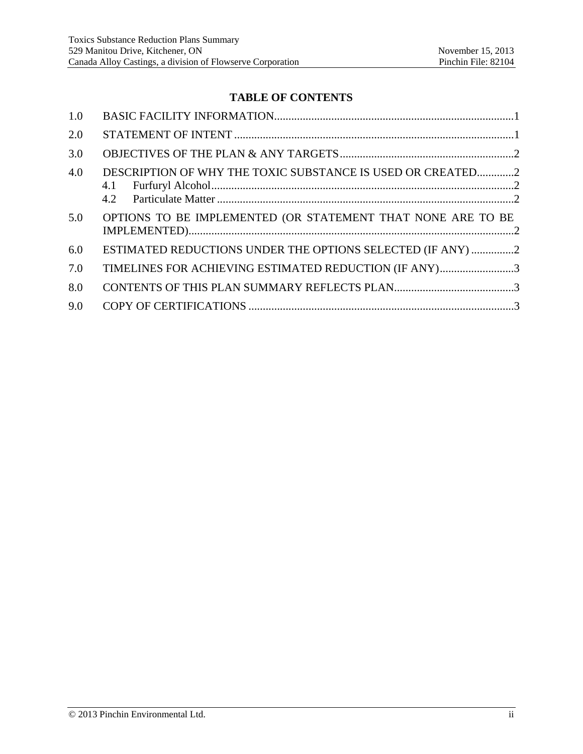# TABLE OF CONTENTS

1.0 BASIC FACILITY INFORMATION....................................................................................1

2.0 STATEMENT OF INTENT ..................................................................................................1

3.0 OBJECTIVES OF THE PLAN & ANY TARGETS.............................................................2

4.0 DESCRIPTION OF WHY THE TOXIC SUBSTANCE IS USED OR CREATED.............2

- 4.1 Furfuryl Alcohol..........................................................................................................2
- 4.2 Particulate Matter ........................................................................................................2

5.0 OPTIONS TO BE IMPLEMENTED (OR STATEMENT THAT NONE ARE TO BE IMPLEMENTED)..................................................................................................................2

6.0 ESTIMATED REDUCTIONS UNDER THE OPTIONS SELECTED (IF ANY) ...............2

7.0 TIMELINES FOR ACHIEVING ESTIMATED REDUCTION (IF ANY)..........................3

8.0 CONTENTS OF THIS PLAN SUMMARY REFLECTS PLAN..........................................3

9.0 COPY OF CERTIFICATIONS .............................................................................................3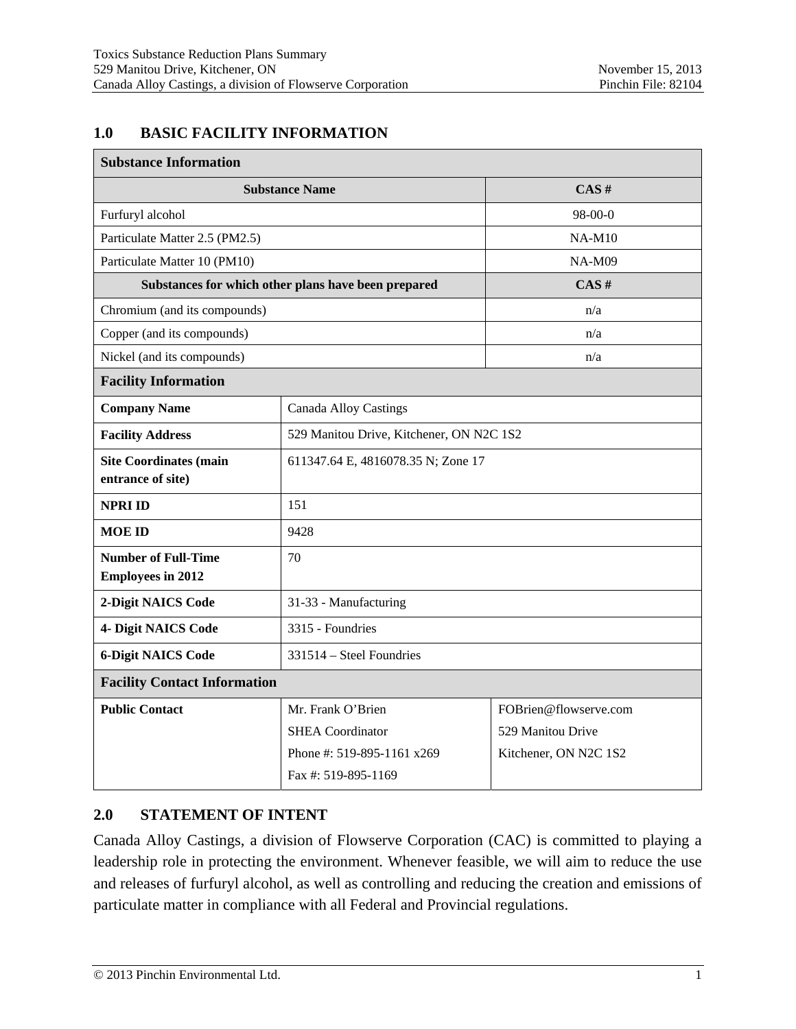## 1.0 BASIC FACILITY INFORMATION

| **Substance Information** | | |
|---|---|---|
| **Substance Name** | | **CAS #** |
| Furfuryl alcohol | | 98-00-0 |
| Particulate Matter 2.5 (PM2.5) | | NA-M10 |
| Particulate Matter 10 (PM10) | | NA-M09 |
| **Substances for which other plans have been prepared** | | **CAS #** |
| Chromium (and its compounds) | | n/a |
| Copper (and its compounds) | | n/a |
| Nickel (and its compounds) | | n/a |
| **Facility Information** | | |
| **Company Name** | Canada Alloy Castings | |
| **Facility Address** | 529 Manitou Drive, Kitchener, ON N2C 1S2 | |
| **Site Coordinates (main entrance of site)** | 611347.64 E, 4816078.35 N; Zone 17 | |
| **NPRI ID** | 151 | |
| **MOE ID** | 9428 | |
| **Number of Full-Time Employees in 2012** | 70 | |
| **2-Digit NAICS Code** | 31-33 - Manufacturing | |
| **4- Digit NAICS Code** | 3315 - Foundries | |
| **6-Digit NAICS Code** | 331514 – Steel Foundries | |
| **Facility Contact Information** | | |
| **Public Contact** | Mr. Frank O'Brien<br>SHEA Coordinator<br>Phone #: 519-895-1161 x269<br>Fax #: 519-895-1169 | FOBrien@flowserve.com<br>529 Manitou Drive<br>Kitchener, ON N2C 1S2 |

## 2.0 STATEMENT OF INTENT

Canada Alloy Castings, a division of Flowserve Corporation (CAC) is committed to playing a leadership role in protecting the environment. Whenever feasible, we will aim to reduce the use and releases of furfuryl alcohol, as well as controlling and reducing the creation and emissions of particulate matter in compliance with all Federal and Provincial regulations.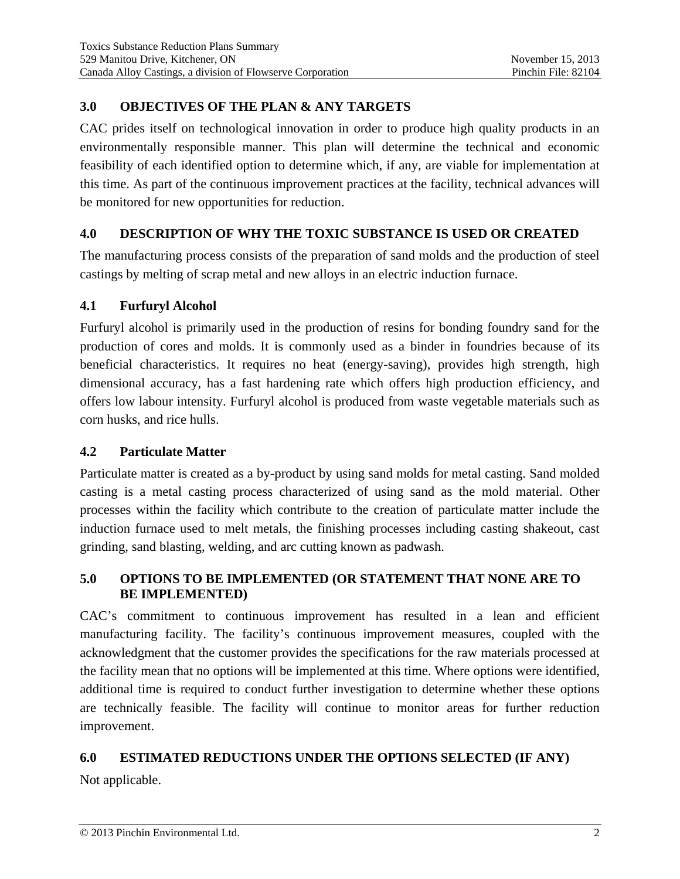## 3.0 OBJECTIVES OF THE PLAN & ANY TARGETS

CAC prides itself on technological innovation in order to produce high quality products in an environmentally responsible manner. This plan will determine the technical and economic feasibility of each identified option to determine which, if any, are viable for implementation at this time. As part of the continuous improvement practices at the facility, technical advances will be monitored for new opportunities for reduction.

## 4.0 DESCRIPTION OF WHY THE TOXIC SUBSTANCE IS USED OR CREATED

The manufacturing process consists of the preparation of sand molds and the production of steel castings by melting of scrap metal and new alloys in an electric induction furnace.

### 4.1 Furfuryl Alcohol

Furfuryl alcohol is primarily used in the production of resins for bonding foundry sand for the production of cores and molds. It is commonly used as a binder in foundries because of its beneficial characteristics. It requires no heat (energy-saving), provides high strength, high dimensional accuracy, has a fast hardening rate which offers high production efficiency, and offers low labour intensity. Furfuryl alcohol is produced from waste vegetable materials such as corn husks, and rice hulls.

### 4.2 Particulate Matter

Particulate matter is created as a by-product by using sand molds for metal casting. Sand molded casting is a metal casting process characterized of using sand as the mold material. Other processes within the facility which contribute to the creation of particulate matter include the induction furnace used to melt metals, the finishing processes including casting shakeout, cast grinding, sand blasting, welding, and arc cutting known as padwash.

## 5.0 OPTIONS TO BE IMPLEMENTED (OR STATEMENT THAT NONE ARE TO BE IMPLEMENTED)

CAC's commitment to continuous improvement has resulted in a lean and efficient manufacturing facility. The facility's continuous improvement measures, coupled with the acknowledgment that the customer provides the specifications for the raw materials processed at the facility mean that no options will be implemented at this time. Where options were identified, additional time is required to conduct further investigation to determine whether these options are technically feasible. The facility will continue to monitor areas for further reduction improvement.

## 6.0 ESTIMATED REDUCTIONS UNDER THE OPTIONS SELECTED (IF ANY)

Not applicable.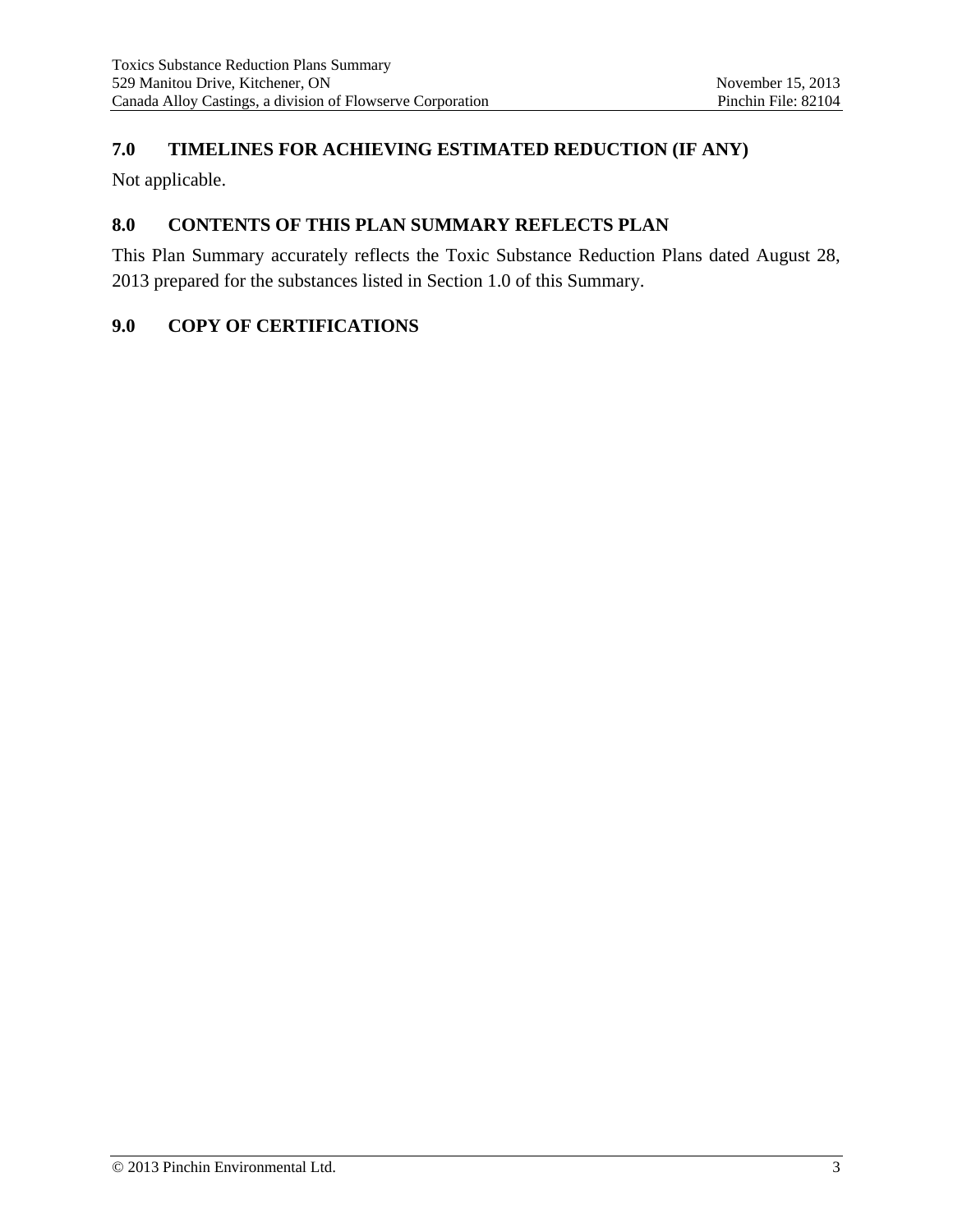## 7.0 TIMELINES FOR ACHIEVING ESTIMATED REDUCTION (IF ANY)

Not applicable.

## 8.0 CONTENTS OF THIS PLAN SUMMARY REFLECTS PLAN

This Plan Summary accurately reflects the Toxic Substance Reduction Plans dated August 28, 2013 prepared for the substances listed in Section 1.0 of this Summary.

## 9.0 COPY OF CERTIFICATIONS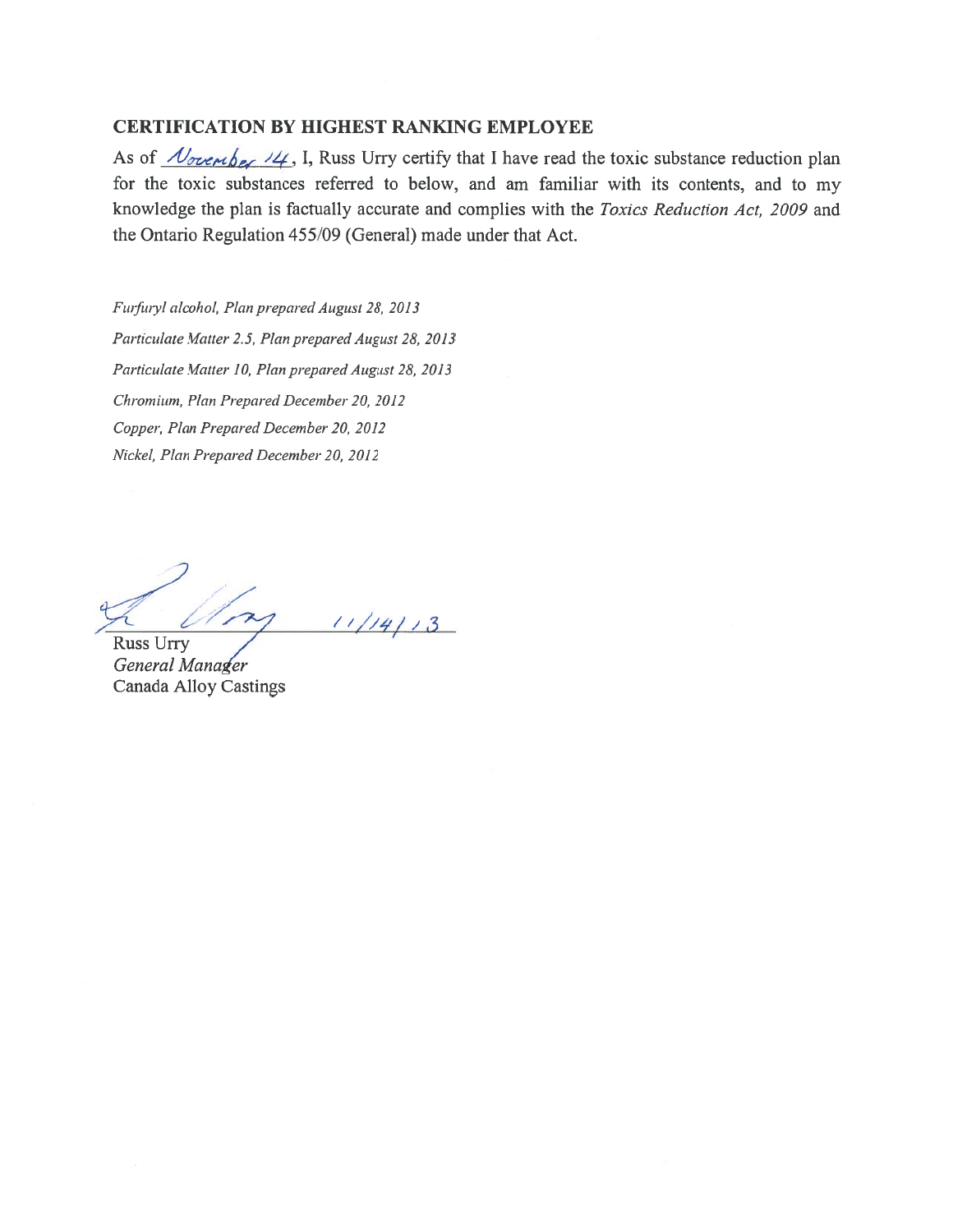## CERTIFICATION BY HIGHEST RANKING EMPLOYEE

As of November 14, I, Russ Urry certify that I have read the toxic substance reduction plan for the toxic substances referred to below, and am familiar with its contents, and to my knowledge the plan is factually accurate and complies with the *Toxics Reduction Act, 2009* and the Ontario Regulation 455/09 (General) made under that Act.

*Furfuryl alcohol, Plan prepared August 28, 2013*

*Particulate Matter 2.5, Plan prepared August 28, 2013*

*Particulate Matter 10, Plan prepared August 28, 2013*

*Chromium, Plan Prepared December 20, 2012*

*Copper, Plan Prepared December 20, 2012*

*Nickel, Plan Prepared December 20, 2012*

11/14/13

Russ Urry
*General Manager*
Canada Alloy Castings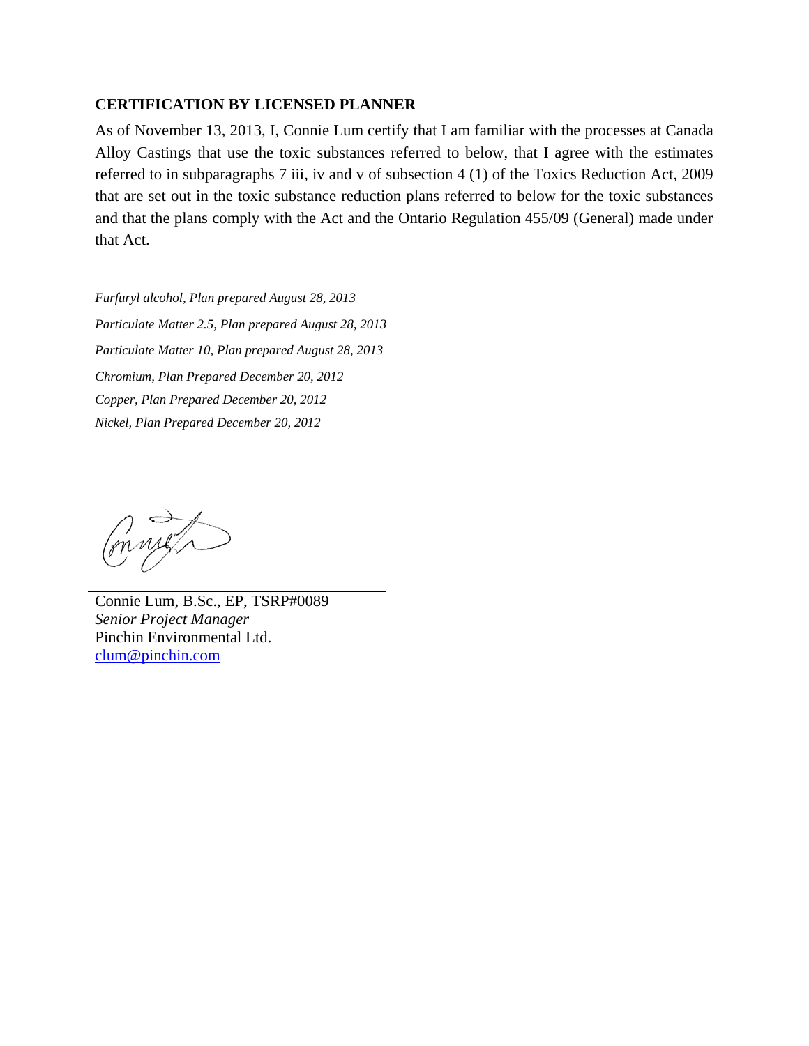## CERTIFICATION BY LICENSED PLANNER

As of November 13, 2013, I, Connie Lum certify that I am familiar with the processes at Canada Alloy Castings that use the toxic substances referred to below, that I agree with the estimates referred to in subparagraphs 7 iii, iv and v of subsection 4 (1) of the Toxics Reduction Act, 2009 that are set out in the toxic substance reduction plans referred to below for the toxic substances and that the plans comply with the Act and the Ontario Regulation 455/09 (General) made under that Act.

*Furfuryl alcohol, Plan prepared August 28, 2013*

*Particulate Matter 2.5, Plan prepared August 28, 2013*

*Particulate Matter 10, Plan prepared August 28, 2013*

*Chromium, Plan Prepared December 20, 2012*

*Copper, Plan Prepared December 20, 2012*

*Nickel, Plan Prepared December 20, 2012*

Connie Lum, B.Sc., EP, TSRP#0089
*Senior Project Manager*
Pinchin Environmental Ltd.
clum@pinchin.com